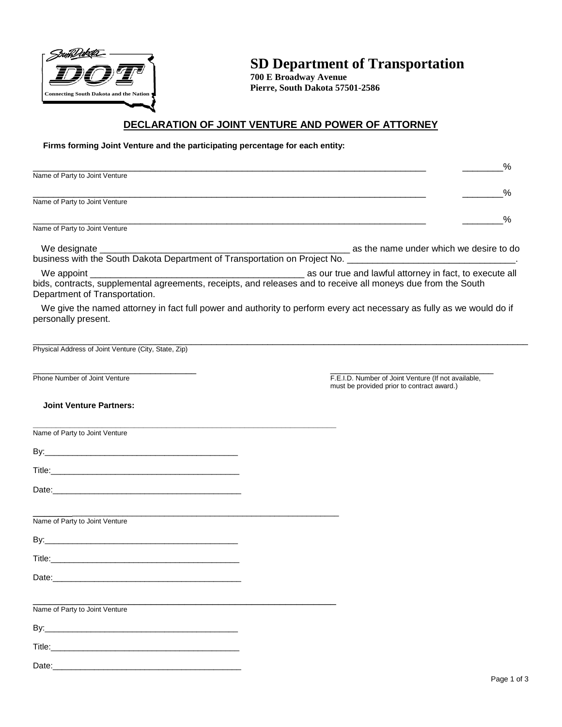# SD Department of Transportation

**700 E Broadway Avenue**
**Pierre, South Dakota 57501-2586**

## DECLARATION OF JOINT VENTURE AND POWER OF ATTORNEY

**Firms forming Joint Venture and the participating percentage for each entity:**

_______________________________________________________________________________ ________%
Name of Party to Joint Venture

_______________________________________________________________________________ ________%
Name of Party to Joint Venture

_______________________________________________________________________________ ________%
Name of Party to Joint Venture

We designate ____________________________________________________ as the name under which we desire to do business with the South Dakota Department of Transportation on Project No. ________________________________.

We appoint ____________________________________________ as our true and lawful attorney in fact, to execute all bids, contracts, supplemental agreements, receipts, and releases and to receive all moneys due from the South Department of Transportation.

We give the named attorney in fact full power and authority to perform every act necessary as fully as we would do if personally present.

____________________________________________________________________________________________________
Physical Address of Joint Venture (City, State, Zip)

________________________________
Phone Number of Joint Venture

________________________________
F.E.I.D. Number of Joint Venture (If not available, must be provided prior to contract award.)

**Joint Venture Partners:**

____________________________________________________________
Name of Party to Joint Venture

By:__________________________________________

Title:_________________________________________

Date:_________________________________________

____________________________________________________________
Name of Party to Joint Venture

By:__________________________________________

Title:_________________________________________

Date:_________________________________________

____________________________________________________________
Name of Party to Joint Venture

By:__________________________________________

Title:_________________________________________

Date:_________________________________________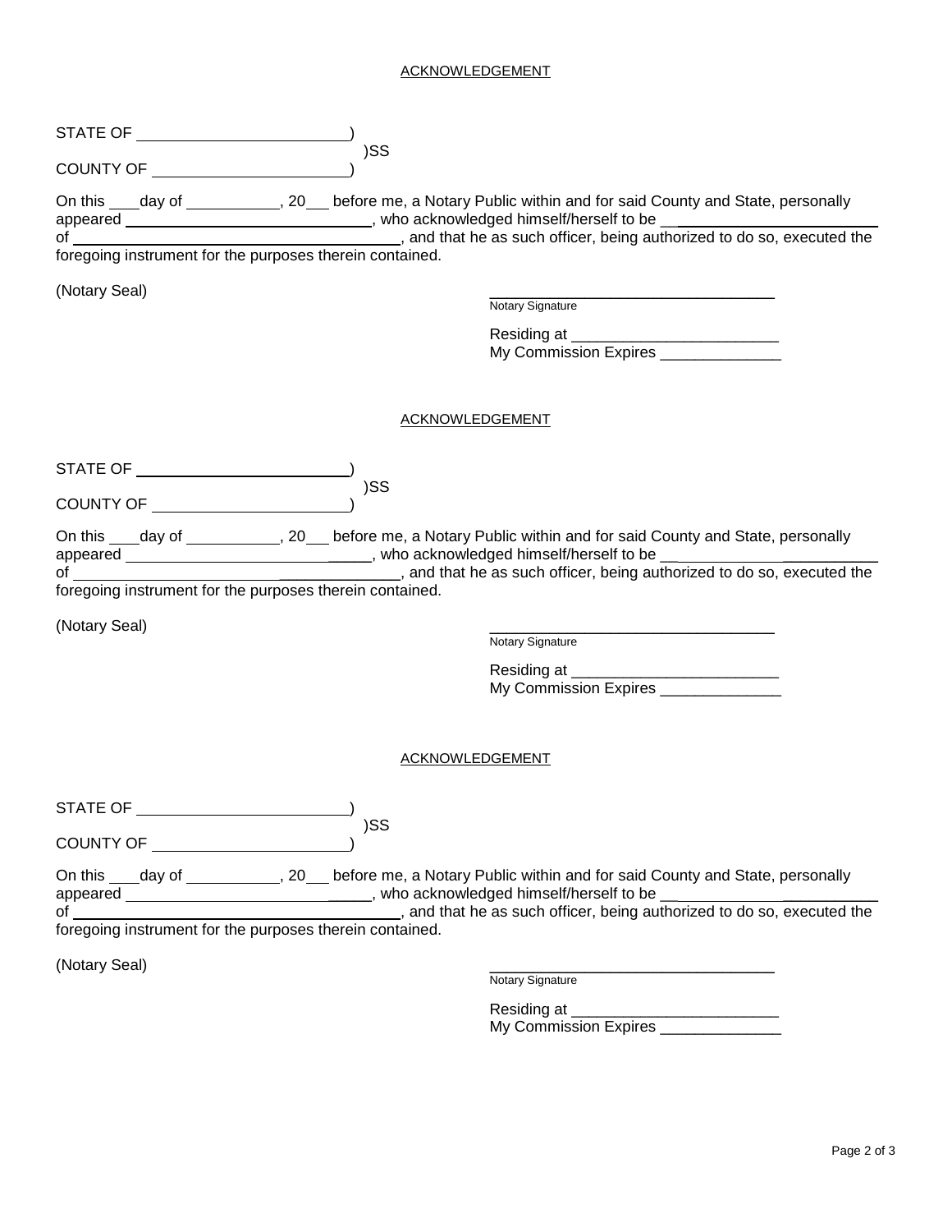ACKNOWLEDGEMENT

STATE OF ________________________)
)SS
COUNTY OF ______________________)

On this ____day of ___________, 20___ before me, a Notary Public within and for said County and State, personally appeared _____________________________, who acknowledged himself/herself to be __________________________ of _____________________________________, and that he as such officer, being authorized to do so, executed the foregoing instrument for the purposes therein contained.

(Notary Seal)

_________________________________
Notary Signature

Residing at ________________________
My Commission Expires ______________

ACKNOWLEDGEMENT

STATE OF ________________________)
)SS
COUNTY OF ______________________)

On this ____day of ___________, 20___ before me, a Notary Public within and for said County and State, personally appeared _____________________________, who acknowledged himself/herself to be __________________________ of _____________________________________, and that he as such officer, being authorized to do so, executed the foregoing instrument for the purposes therein contained.

(Notary Seal)

_________________________________
Notary Signature

Residing at ________________________
My Commission Expires ______________

ACKNOWLEDGEMENT

STATE OF ________________________)
)SS
COUNTY OF ______________________)

On this ____day of ___________, 20___ before me, a Notary Public within and for said County and State, personally appeared _____________________________, who acknowledged himself/herself to be __________________________ of _____________________________________, and that he as such officer, being authorized to do so, executed the foregoing instrument for the purposes therein contained.

(Notary Seal)

_________________________________
Notary Signature

Residing at ________________________
My Commission Expires ______________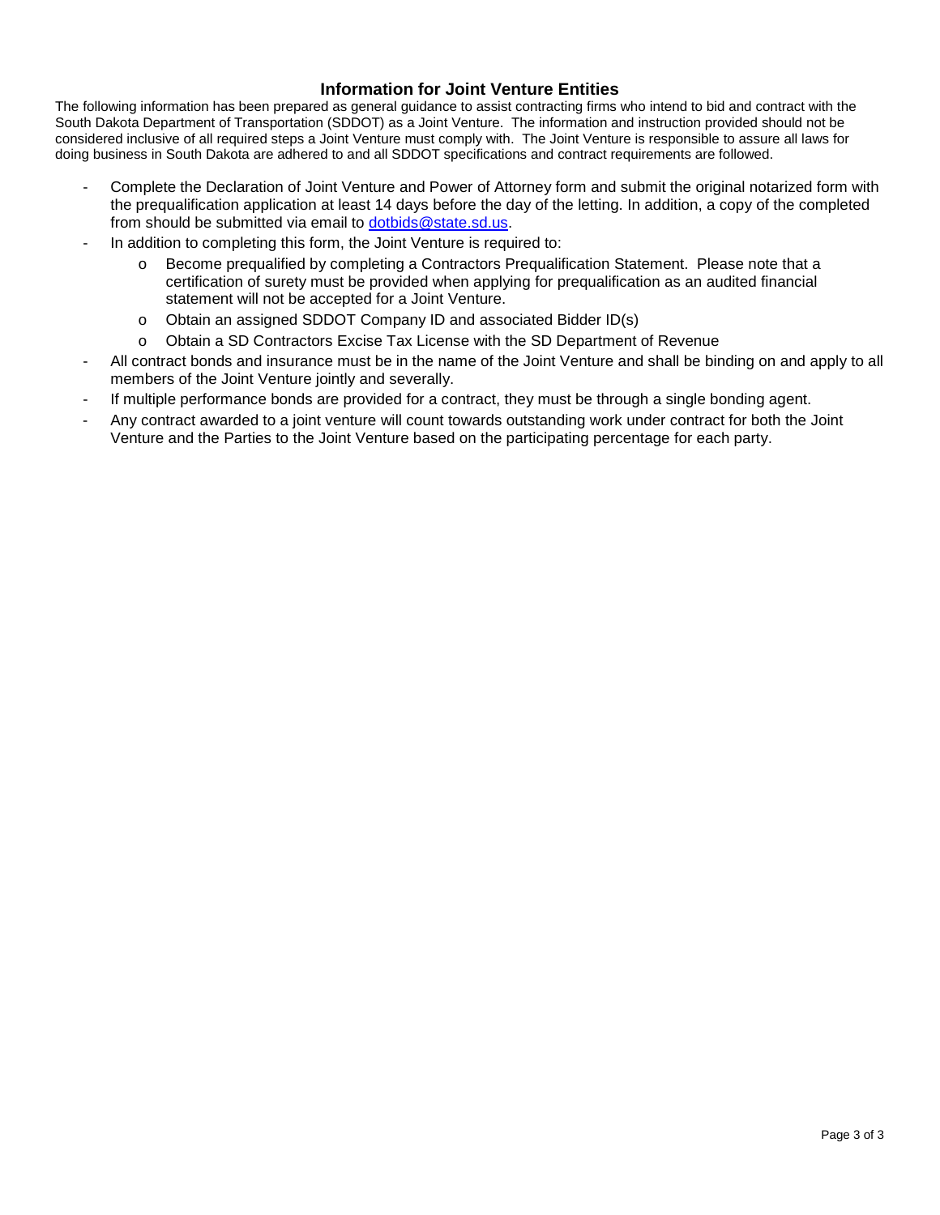## Information for Joint Venture Entities

The following information has been prepared as general guidance to assist contracting firms who intend to bid and contract with the South Dakota Department of Transportation (SDDOT) as a Joint Venture. The information and instruction provided should not be considered inclusive of all required steps a Joint Venture must comply with. The Joint Venture is responsible to assure all laws for doing business in South Dakota are adhered to and all SDDOT specifications and contract requirements are followed.

- Complete the Declaration of Joint Venture and Power of Attorney form and submit the original notarized form with the prequalification application at least 14 days before the day of the letting. In addition, a copy of the completed from should be submitted via email to dotbids@state.sd.us.
- In addition to completing this form, the Joint Venture is required to:
  - Become prequalified by completing a Contractors Prequalification Statement. Please note that a certification of surety must be provided when applying for prequalification as an audited financial statement will not be accepted for a Joint Venture.
  - Obtain an assigned SDDOT Company ID and associated Bidder ID(s)
  - Obtain a SD Contractors Excise Tax License with the SD Department of Revenue
- All contract bonds and insurance must be in the name of the Joint Venture and shall be binding on and apply to all members of the Joint Venture jointly and severally.
- If multiple performance bonds are provided for a contract, they must be through a single bonding agent.
- Any contract awarded to a joint venture will count towards outstanding work under contract for both the Joint Venture and the Parties to the Joint Venture based on the participating percentage for each party.